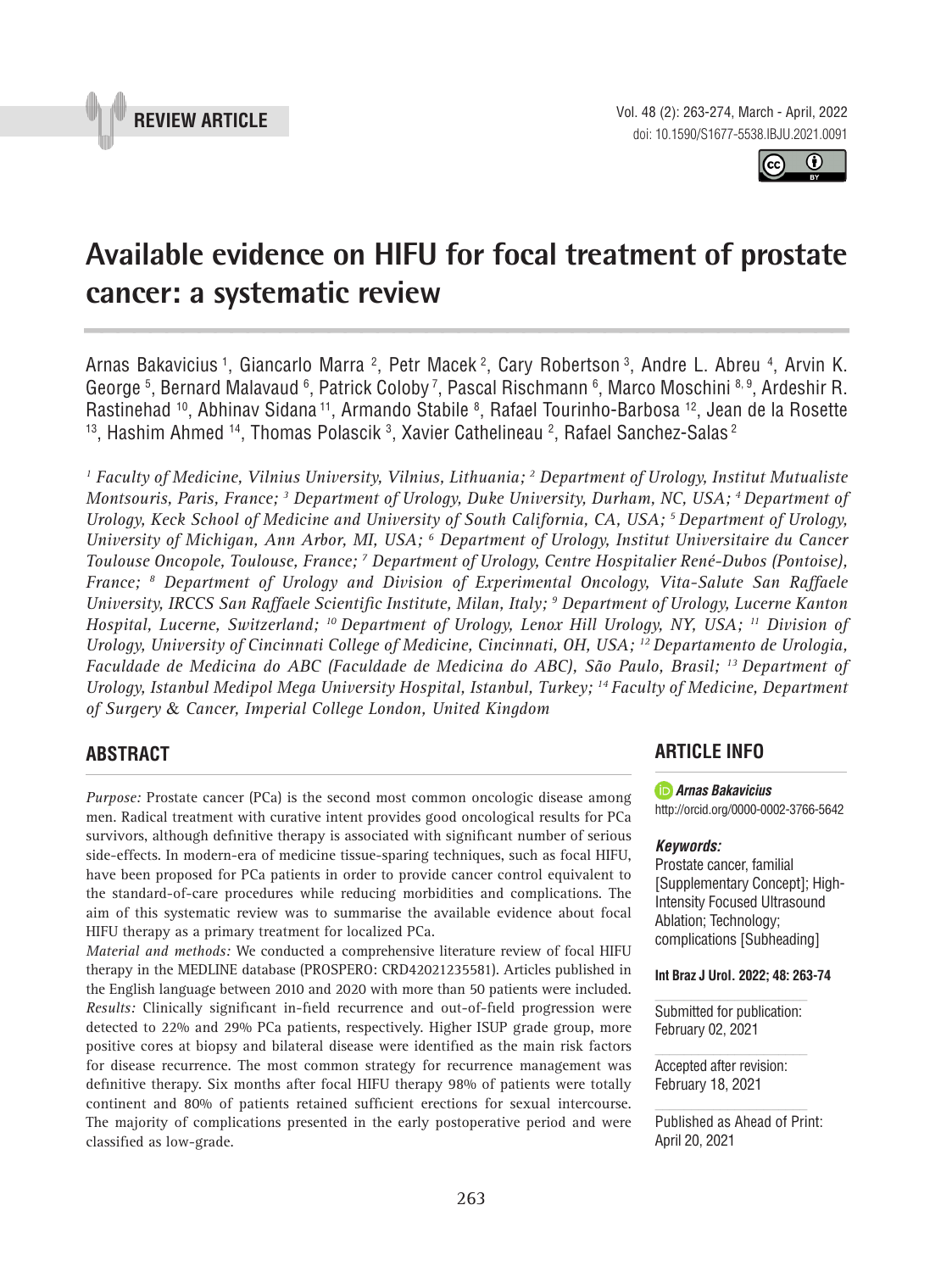REVIEW ARTICLE

# Available evidence on HIFU for focal treatment of prostate cancer: a systematic review

Arnas Bakavicius [1], Giancarlo Marra [2], Petr Macek [2], Cary Robertson [3], Andre L. Abreu [4], Arvin K. George [5], Bernard Malavaud [6], Patrick Coloby [7], Pascal Rischmann [6], Marco Moschini [8, 9], Ardeshir R. Rastinehad [10], Abhinav Sidana [11], Armando Stabile [8], Rafael Tourinho-Barbosa [12], Jean de la Rosette [13], Hashim Ahmed [14], Thomas Polascik [3], Xavier Cathelineau [2], Rafael Sanchez-Salas [2]

*[1] Faculty of Medicine, Vilnius University, Vilnius, Lithuania; [2] Department of Urology, Institut Mutualiste Montsouris, Paris, France; [3] Department of Urology, Duke University, Durham, NC, USA; [4] Department of Urology, Keck School of Medicine and University of South California, CA, USA; [5] Department of Urology, University of Michigan, Ann Arbor, MI, USA; [6] Department of Urology, Institut Universitaire du Cancer Toulouse Oncopole, Toulouse, France; [7] Department of Urology, Centre Hospitalier René-Dubos (Pontoise), France; [8] Department of Urology and Division of Experimental Oncology, Vita-Salute San Raffaele University, IRCCS San Raffaele Scientific Institute, Milan, Italy; [9] Department of Urology, Lucerne Kanton Hospital, Lucerne, Switzerland; [10] Department of Urology, Lenox Hill Urology, NY, USA; [11] Division of Urology, University of Cincinnati College of Medicine, Cincinnati, OH, USA; [12] Departamento de Urologia, Faculdade de Medicina do ABC (Faculdade de Medicina do ABC), São Paulo, Brasil; [13] Department of Urology, Istanbul Medipol Mega University Hospital, Istanbul, Turkey; [14] Faculty of Medicine, Department of Surgery & Cancer, Imperial College London, United Kingdom*

## ABSTRACT

*Purpose:* Prostate cancer (PCa) is the second most common oncologic disease among men. Radical treatment with curative intent provides good oncological results for PCa survivors, although definitive therapy is associated with significant number of serious side-effects. In modern-era of medicine tissue-sparing techniques, such as focal HIFU, have been proposed for PCa patients in order to provide cancer control equivalent to the standard-of-care procedures while reducing morbidities and complications. The aim of this systematic review was to summarise the available evidence about focal HIFU therapy as a primary treatment for localized PCa.

*Material and methods:* We conducted a comprehensive literature review of focal HIFU therapy in the MEDLINE database (PROSPERO: CRD42021235581). Articles published in the English language between 2010 and 2020 with more than 50 patients were included.

*Results:* Clinically significant in-field recurrence and out-of-field progression were detected to 22% and 29% PCa patients, respectively. Higher ISUP grade group, more positive cores at biopsy and bilateral disease were identified as the main risk factors for disease recurrence. The most common strategy for recurrence management was definitive therapy. Six months after focal HIFU therapy 98% of patients were totally continent and 80% of patients retained sufficient erections for sexual intercourse. The majority of complications presented in the early postoperative period and were classified as low-grade.

## ARTICLE INFO

***Arnas Bakavicius***
http://orcid.org/0000-0002-3766-5642

***Keywords:***
Prostate cancer, familial [Supplementary Concept]; High-Intensity Focused Ultrasound Ablation; Technology; complications [Subheading]

**Int Braz J Urol. 2022; 48: 263-74**

Submitted for publication:
February 02, 2021

Accepted after revision:
February 18, 2021

Published as Ahead of Print:
April 20, 2021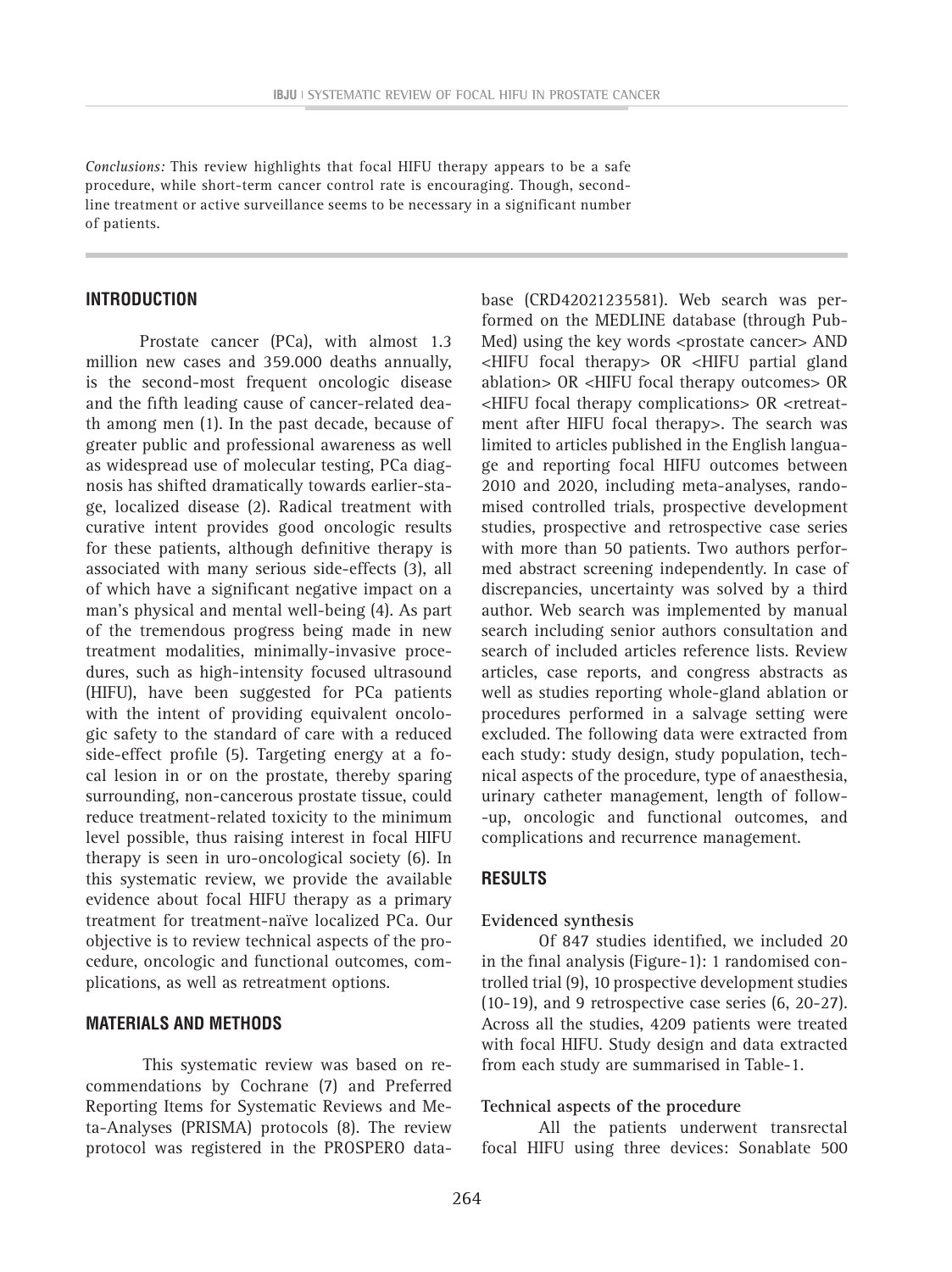*Conclusions:* This review highlights that focal HIFU therapy appears to be a safe procedure, while short-term cancer control rate is encouraging. Though, second-line treatment or active surveillance seems to be necessary in a significant number of patients.

## INTRODUCTION

Prostate cancer (PCa), with almost 1.3 million new cases and 359.000 deaths annually, is the second-most frequent oncologic disease and the fifth leading cause of cancer-related death among men (1). In the past decade, because of greater public and professional awareness as well as widespread use of molecular testing, PCa diagnosis has shifted dramatically towards earlier-stage, localized disease (2). Radical treatment with curative intent provides good oncologic results for these patients, although definitive therapy is associated with many serious side-effects (3), all of which have a significant negative impact on a man's physical and mental well-being (4). As part of the tremendous progress being made in new treatment modalities, minimally-invasive procedures, such as high-intensity focused ultrasound (HIFU), have been suggested for PCa patients with the intent of providing equivalent oncologic safety to the standard of care with a reduced side-effect profile (5). Targeting energy at a focal lesion in or on the prostate, thereby sparing surrounding, non-cancerous prostate tissue, could reduce treatment-related toxicity to the minimum level possible, thus raising interest in focal HIFU therapy is seen in uro-oncological society (6). In this systematic review, we provide the available evidence about focal HIFU therapy as a primary treatment for treatment-naïve localized PCa. Our objective is to review technical aspects of the procedure, oncologic and functional outcomes, complications, as well as retreatment options.

## MATERIALS AND METHODS

This systematic review was based on recommendations by Cochrane (7) and Preferred Reporting Items for Systematic Reviews and Meta-Analyses (PRISMA) protocols (8). The review protocol was registered in the PROSPERO database (CRD42021235581). Web search was performed on the MEDLINE database (through PubMed) using the key words <prostate cancer> AND <HIFU focal therapy> OR <HIFU partial gland ablation> OR <HIFU focal therapy outcomes> OR <HIFU focal therapy complications> OR <retreatment after HIFU focal therapy>. The search was limited to articles published in the English language and reporting focal HIFU outcomes between 2010 and 2020, including meta-analyses, randomised controlled trials, prospective development studies, prospective and retrospective case series with more than 50 patients. Two authors performed abstract screening independently. In case of discrepancies, uncertainty was solved by a third author. Web search was implemented by manual search including senior authors consultation and search of included articles reference lists. Review articles, case reports, and congress abstracts as well as studies reporting whole-gland ablation or procedures performed in a salvage setting were excluded. The following data were extracted from each study: study design, study population, technical aspects of the procedure, type of anaesthesia, urinary catheter management, length of follow-up, oncologic and functional outcomes, and complications and recurrence management.

## RESULTS

**Evidenced synthesis**

Of 847 studies identified, we included 20 in the final analysis (Figure-1): 1 randomised controlled trial (9), 10 prospective development studies (10-19), and 9 retrospective case series (6, 20-27). Across all the studies, 4209 patients were treated with focal HIFU. Study design and data extracted from each study are summarised in Table-1.

**Technical aspects of the procedure**

All the patients underwent transrectal focal HIFU using three devices: Sonablate 500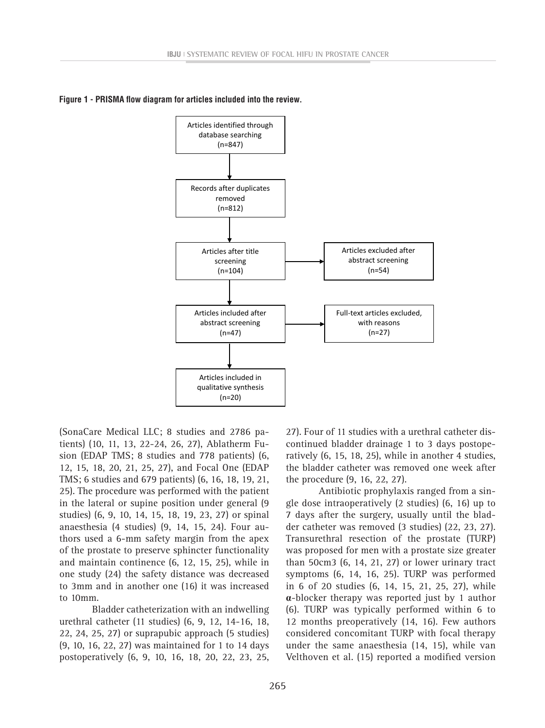**Figure 1 - PRISMA flow diagram for articles included into the review.**

Articles identified through database searching (n=847)

Records after duplicates removed (n=812)

Articles after title screening (n=104)

Articles excluded after abstract screening (n=54)

Articles included after abstract screening (n=47)

Full-text articles excluded, with reasons (n=27)

Articles included in qualitative synthesis (n=20)

(SonaCare Medical LLC; 8 studies and 2786 patients) (10, 11, 13, 22-24, 26, 27), Ablatherm Fusion (EDAP TMS; 8 studies and 778 patients) (6, 12, 15, 18, 20, 21, 25, 27), and Focal One (EDAP TMS; 6 studies and 679 patients) (6, 16, 18, 19, 21, 25). The procedure was performed with the patient in the lateral or supine position under general (9 studies) (6, 9, 10, 14, 15, 18, 19, 23, 27) or spinal anaesthesia (4 studies) (9, 14, 15, 24). Four authors used a 6-mm safety margin from the apex of the prostate to preserve sphincter functionality and maintain continence (6, 12, 15, 25), while in one study (24) the safety distance was decreased to 3mm and in another one (16) it was increased to 10mm.

Bladder catheterization with an indwelling urethral catheter (11 studies) (6, 9, 12, 14-16, 18, 22, 24, 25, 27) or suprapubic approach (5 studies) (9, 10, 16, 22, 27) was maintained for 1 to 14 days postoperatively (6, 9, 10, 16, 18, 20, 22, 23, 25, 27). Four of 11 studies with a urethral catheter discontinued bladder drainage 1 to 3 days postoperatively (6, 15, 18, 25), while in another 4 studies, the bladder catheter was removed one week after the procedure (9, 16, 22, 27).

Antibiotic prophylaxis ranged from a single dose intraoperatively (2 studies) (6, 16) up to 7 days after the surgery, usually until the bladder catheter was removed (3 studies) (22, 23, 27). Transurethral resection of the prostate (TURP) was proposed for men with a prostate size greater than 50cm3 (6, 14, 21, 27) or lower urinary tract symptoms (6, 14, 16, 25). TURP was performed in 6 of 20 studies (6, 14, 15, 21, 25, 27), while $\alpha$-blocker therapy was reported just by 1 author (6). TURP was typically performed within 6 to 12 months preoperatively (14, 16). Few authors considered concomitant TURP with focal therapy under the same anaesthesia (14, 15), while van Velthoven et al. (15) reported a modified version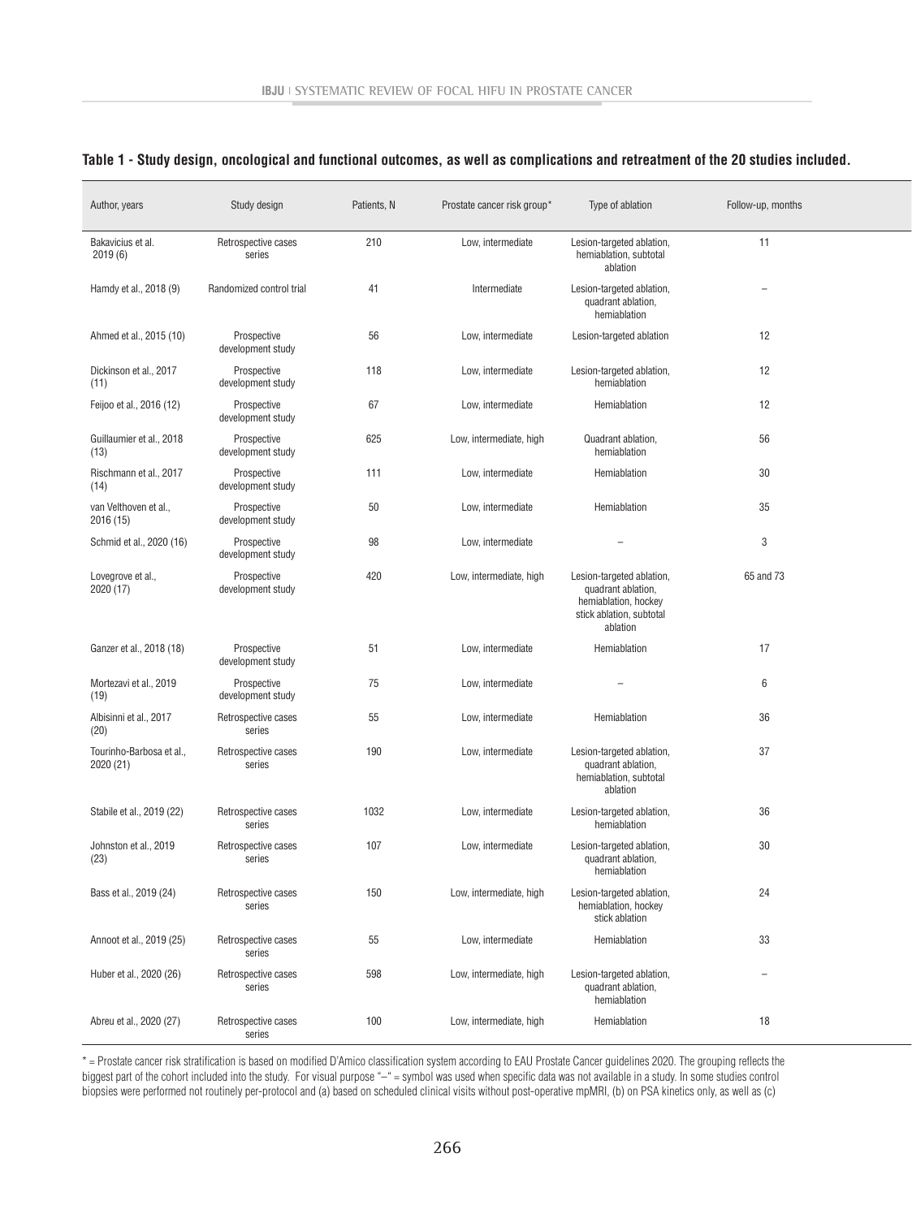**Table 1 - Study design, oncological and functional outcomes, as well as complications and retreatment of the 20 studies included.**

| Author, years | Study design | Patients, N | Prostate cancer risk group* | Type of ablation | Follow-up, months |
|---|---|---|---|---|---|
| Bakavicius et al. 2019 (6) | Retrospective cases series | 210 | Low, intermediate | Lesion-targeted ablation, hemiablation, subtotal ablation | 11 |
| Hamdy et al., 2018 (9) | Randomized control trial | 41 | Intermediate | Lesion-targeted ablation, quadrant ablation, hemiablation | – |
| Ahmed et al., 2015 (10) | Prospective development study | 56 | Low, intermediate | Lesion-targeted ablation | 12 |
| Dickinson et al., 2017 (11) | Prospective development study | 118 | Low, intermediate | Lesion-targeted ablation, hemiablation | 12 |
| Feijoo et al., 2016 (12) | Prospective development study | 67 | Low, intermediate | Hemiablation | 12 |
| Guillaumier et al., 2018 (13) | Prospective development study | 625 | Low, intermediate, high | Quadrant ablation, hemiablation | 56 |
| Rischmann et al., 2017 (14) | Prospective development study | 111 | Low, intermediate | Hemiablation | 30 |
| van Velthoven et al., 2016 (15) | Prospective development study | 50 | Low, intermediate | Hemiablation | 35 |
| Schmid et al., 2020 (16) | Prospective development study | 98 | Low, intermediate | – | 3 |
| Lovegrove et al., 2020 (17) | Prospective development study | 420 | Low, intermediate, high | Lesion-targeted ablation, quadrant ablation, hemiablation, hockey stick ablation, subtotal ablation | 65 and 73 |
| Ganzer et al., 2018 (18) | Prospective development study | 51 | Low, intermediate | Hemiablation | 17 |
| Mortezavi et al., 2019 (19) | Prospective development study | 75 | Low, intermediate | – | 6 |
| Albisinni et al., 2017 (20) | Retrospective cases series | 55 | Low, intermediate | Hemiablation | 36 |
| Tourinho-Barbosa et al., 2020 (21) | Retrospective cases series | 190 | Low, intermediate | Lesion-targeted ablation, quadrant ablation, hemiablation, subtotal ablation | 37 |
| Stabile et al., 2019 (22) | Retrospective cases series | 1032 | Low, intermediate | Lesion-targeted ablation, hemiablation | 36 |
| Johnston et al., 2019 (23) | Retrospective cases series | 107 | Low, intermediate | Lesion-targeted ablation, quadrant ablation, hemiablation | 30 |
| Bass et al., 2019 (24) | Retrospective cases series | 150 | Low, intermediate, high | Lesion-targeted ablation, hemiablation, hockey stick ablation | 24 |
| Annoot et al., 2019 (25) | Retrospective cases series | 55 | Low, intermediate | Hemiablation | 33 |
| Huber et al., 2020 (26) | Retrospective cases series | 598 | Low, intermediate, high | Lesion-targeted ablation, quadrant ablation, hemiablation | – |
| Abreu et al., 2020 (27) | Retrospective cases series | 100 | Low, intermediate, high | Hemiablation | 18 |

* = Prostate cancer risk stratification is based on modified D'Amico classification system according to EAU Prostate Cancer guidelines 2020. The grouping reflects the biggest part of the cohort included into the study. For visual purpose "–" = symbol was used when specific data was not available in a study. In some studies control biopsies were performed not routinely per-protocol and (a) based on scheduled clinical visits without post-operative mpMRI, (b) on PSA kinetics only, as well as (c)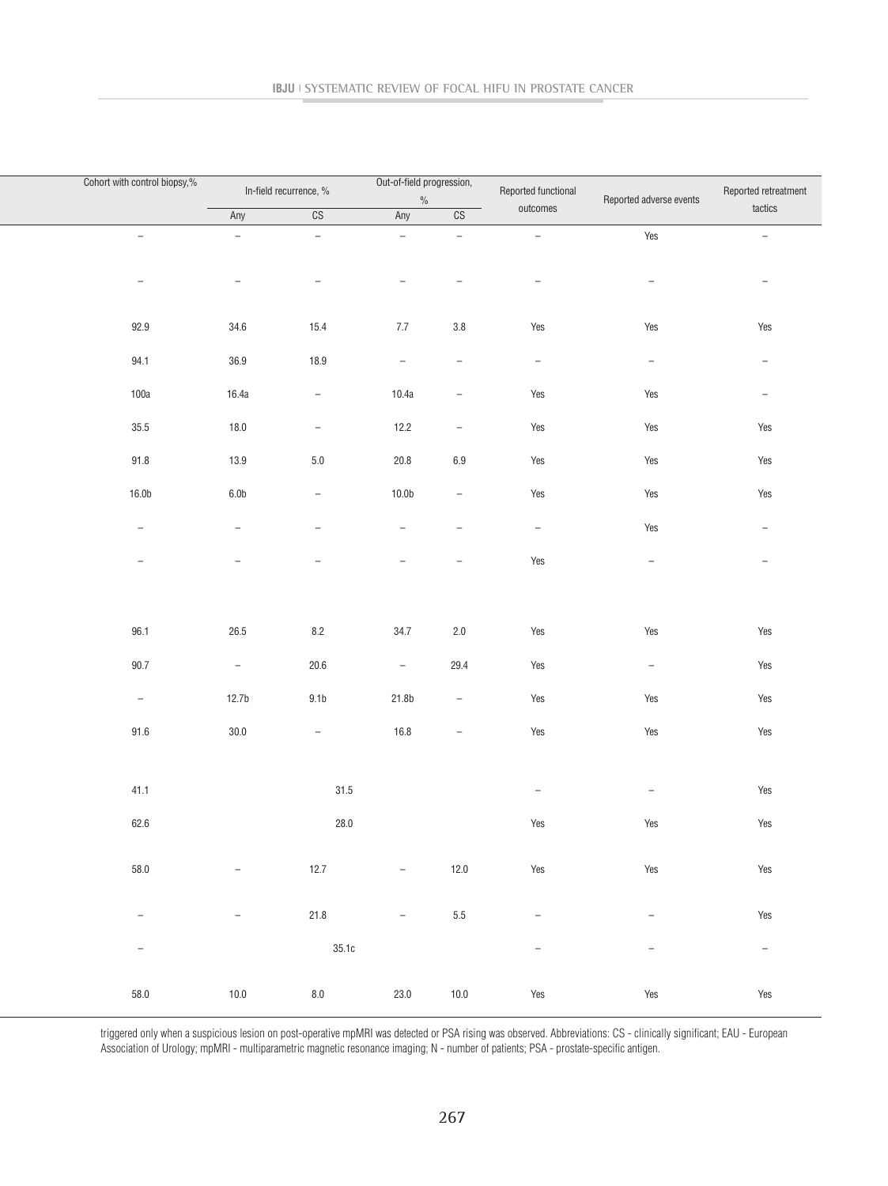| Cohort with control biopsy,% | In-field recurrence, % | | Out-of-field progression, % | | Reported functional outcomes | Reported adverse events | Reported retreatment tactics |
|---|---|---|---|---|---|---|---|
| | Any | CS | Any | CS | | | |
| – | – | – | – | – | – | Yes | – |
| – | – | – | – | – | – | – | – |
| 92.9 | 34.6 | 15.4 | 7.7 | 3.8 | Yes | Yes | Yes |
| 94.1 | 36.9 | 18.9 | – | – | – | – | – |
| 100a | 16.4a | – | 10.4a | – | Yes | Yes | – |
| 35.5 | 18.0 | – | 12.2 | – | Yes | Yes | Yes |
| 91.8 | 13.9 | 5.0 | 20.8 | 6.9 | Yes | Yes | Yes |
| 16.0b | 6.0b | – | 10.0b | – | Yes | Yes | Yes |
| – | – | – | – | – | – | Yes | – |
| – | – | – | – | – | Yes | – | – |
| 96.1 | 26.5 | 8.2 | 34.7 | 2.0 | Yes | Yes | Yes |
| 90.7 | – | 20.6 | – | 29.4 | Yes | – | Yes |
| – | 12.7b | 9.1b | 21.8b | – | Yes | Yes | Yes |
| 91.6 | 30.0 | – | 16.8 | – | Yes | Yes | Yes |
| 41.1 | 31.5 | | | | – | – | Yes |
| 62.6 | 28.0 | | | | Yes | Yes | Yes |
| 58.0 | – | 12.7 | – | 12.0 | Yes | Yes | Yes |
| – | – | 21.8 | – | 5.5 | – | – | Yes |
| – | 35.1c | | | | – | – | – |
| 58.0 | 10.0 | 8.0 | 23.0 | 10.0 | Yes | Yes | Yes |

triggered only when a suspicious lesion on post-operative mpMRI was detected or PSA rising was observed. Abbreviations: CS - clinically significant; EAU - European Association of Urology; mpMRI - multiparametric magnetic resonance imaging; N - number of patients; PSA - prostate-specific antigen.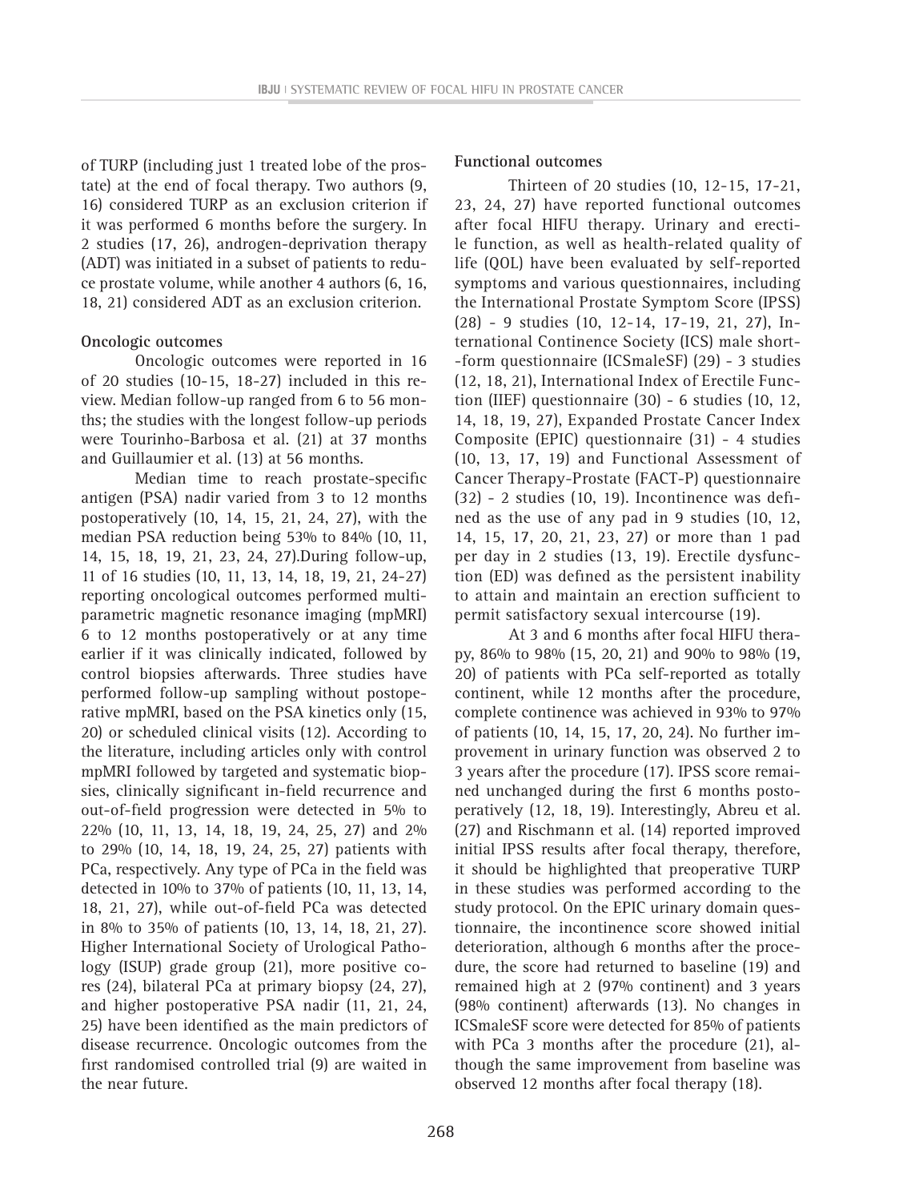of TURP (including just 1 treated lobe of the prostate) at the end of focal therapy. Two authors (9, 16) considered TURP as an exclusion criterion if it was performed 6 months before the surgery. In 2 studies (17, 26), androgen-deprivation therapy (ADT) was initiated in a subset of patients to reduce prostate volume, while another 4 authors (6, 16, 18, 21) considered ADT as an exclusion criterion.

**Oncologic outcomes**

Oncologic outcomes were reported in 16 of 20 studies (10-15, 18-27) included in this review. Median follow-up ranged from 6 to 56 months; the studies with the longest follow-up periods were Tourinho-Barbosa et al. (21) at 37 months and Guillaumier et al. (13) at 56 months.

Median time to reach prostate-specific antigen (PSA) nadir varied from 3 to 12 months postoperatively (10, 14, 15, 21, 24, 27), with the median PSA reduction being 53% to 84% (10, 11, 14, 15, 18, 19, 21, 23, 24, 27).During follow-up, 11 of 16 studies (10, 11, 13, 14, 18, 19, 21, 24-27) reporting oncological outcomes performed multiparametric magnetic resonance imaging (mpMRI) 6 to 12 months postoperatively or at any time earlier if it was clinically indicated, followed by control biopsies afterwards. Three studies have performed follow-up sampling without postoperative mpMRI, based on the PSA kinetics only (15, 20) or scheduled clinical visits (12). According to the literature, including articles only with control mpMRI followed by targeted and systematic biopsies, clinically significant in-field recurrence and out-of-field progression were detected in 5% to 22% (10, 11, 13, 14, 18, 19, 24, 25, 27) and 2% to 29% (10, 14, 18, 19, 24, 25, 27) patients with PCa, respectively. Any type of PCa in the field was detected in 10% to 37% of patients (10, 11, 13, 14, 18, 21, 27), while out-of-field PCa was detected in 8% to 35% of patients (10, 13, 14, 18, 21, 27). Higher International Society of Urological Pathology (ISUP) grade group (21), more positive cores (24), bilateral PCa at primary biopsy (24, 27), and higher postoperative PSA nadir (11, 21, 24, 25) have been identified as the main predictors of disease recurrence. Oncologic outcomes from the first randomised controlled trial (9) are waited in the near future.

**Functional outcomes**

Thirteen of 20 studies (10, 12-15, 17-21, 23, 24, 27) have reported functional outcomes after focal HIFU therapy. Urinary and erectile function, as well as health-related quality of life (QOL) have been evaluated by self-reported symptoms and various questionnaires, including the International Prostate Symptom Score (IPSS) (28) - 9 studies (10, 12-14, 17-19, 21, 27), International Continence Society (ICS) male short-form questionnaire (ICSmaleSF) (29) - 3 studies (12, 18, 21), International Index of Erectile Function (IIEF) questionnaire (30) - 6 studies (10, 12, 14, 18, 19, 27), Expanded Prostate Cancer Index Composite (EPIC) questionnaire (31) - 4 studies (10, 13, 17, 19) and Functional Assessment of Cancer Therapy-Prostate (FACT-P) questionnaire (32) - 2 studies (10, 19). Incontinence was defined as the use of any pad in 9 studies (10, 12, 14, 15, 17, 20, 21, 23, 27) or more than 1 pad per day in 2 studies (13, 19). Erectile dysfunction (ED) was defined as the persistent inability to attain and maintain an erection sufficient to permit satisfactory sexual intercourse (19).

At 3 and 6 months after focal HIFU therapy, 86% to 98% (15, 20, 21) and 90% to 98% (19, 20) of patients with PCa self-reported as totally continent, while 12 months after the procedure, complete continence was achieved in 93% to 97% of patients (10, 14, 15, 17, 20, 24). No further improvement in urinary function was observed 2 to 3 years after the procedure (17). IPSS score remained unchanged during the first 6 months postoperatively (12, 18, 19). Interestingly, Abreu et al. (27) and Rischmann et al. (14) reported improved initial IPSS results after focal therapy, therefore, it should be highlighted that preoperative TURP in these studies was performed according to the study protocol. On the EPIC urinary domain questionnaire, the incontinence score showed initial deterioration, although 6 months after the procedure, the score had returned to baseline (19) and remained high at 2 (97% continent) and 3 years (98% continent) afterwards (13). No changes in ICSmaleSF score were detected for 85% of patients with PCa 3 months after the procedure (21), although the same improvement from baseline was observed 12 months after focal therapy (18).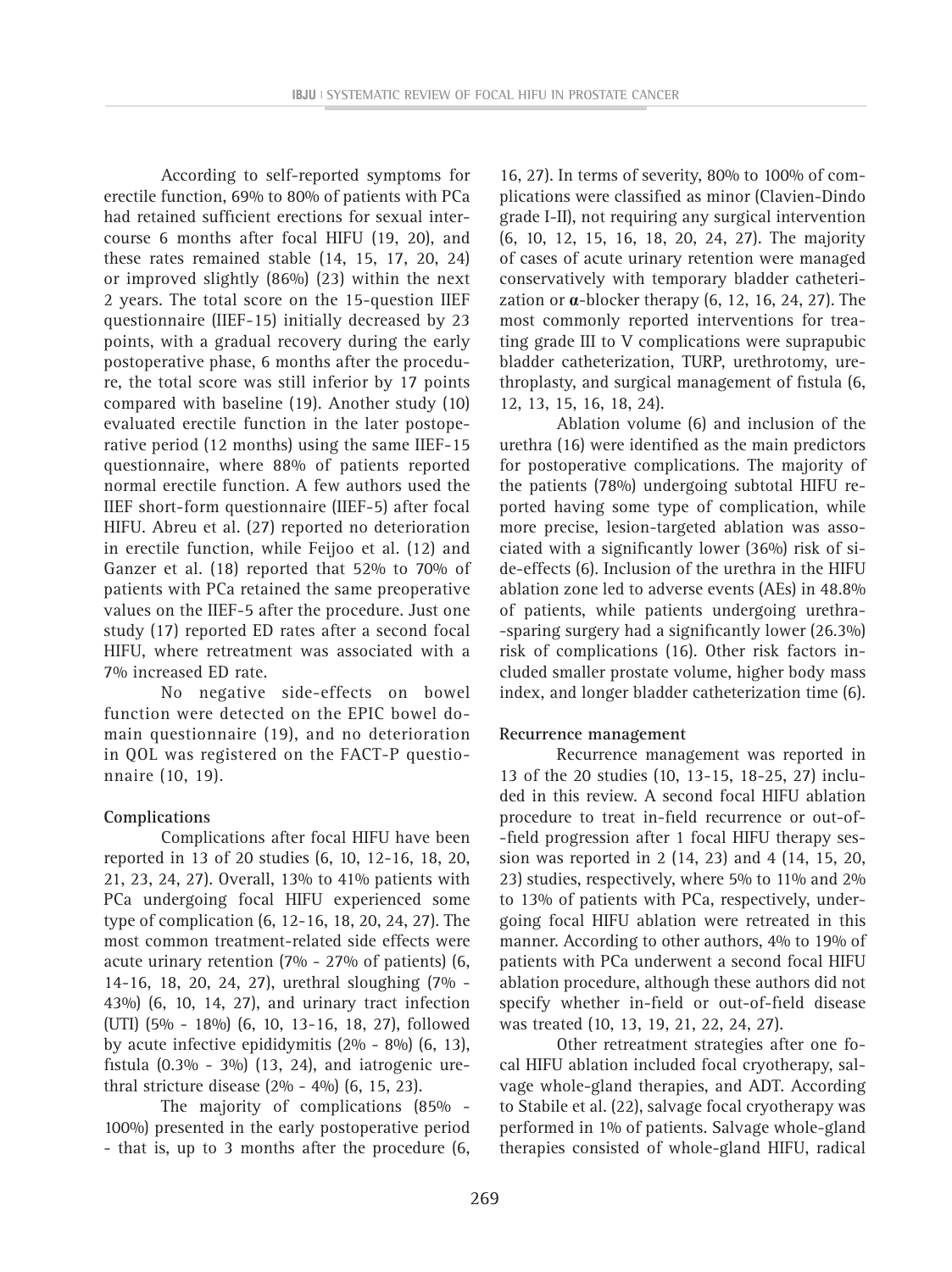According to self-reported symptoms for erectile function, 69% to 80% of patients with PCa had retained sufficient erections for sexual intercourse 6 months after focal HIFU (19, 20), and these rates remained stable (14, 15, 17, 20, 24) or improved slightly (86%) (23) within the next 2 years. The total score on the 15-question IIEF questionnaire (IIEF-15) initially decreased by 23 points, with a gradual recovery during the early postoperative phase, 6 months after the procedure, the total score was still inferior by 17 points compared with baseline (19). Another study (10) evaluated erectile function in the later postoperative period (12 months) using the same IIEF-15 questionnaire, where 88% of patients reported normal erectile function. A few authors used the IIEF short-form questionnaire (IIEF-5) after focal HIFU. Abreu et al. (27) reported no deterioration in erectile function, while Feijoo et al. (12) and Ganzer et al. (18) reported that 52% to 70% of patients with PCa retained the same preoperative values on the IIEF-5 after the procedure. Just one study (17) reported ED rates after a second focal HIFU, where retreatment was associated with a 7% increased ED rate.

No negative side-effects on bowel function were detected on the EPIC bowel domain questionnaire (19), and no deterioration in QOL was registered on the FACT-P questionnaire (10, 19).

### Complications

Complications after focal HIFU have been reported in 13 of 20 studies (6, 10, 12-16, 18, 20, 21, 23, 24, 27). Overall, 13% to 41% patients with PCa undergoing focal HIFU experienced some type of complication (6, 12-16, 18, 20, 24, 27). The most common treatment-related side effects were acute urinary retention (7% - 27% of patients) (6, 14-16, 18, 20, 24, 27), urethral sloughing (7% - 43%) (6, 10, 14, 27), and urinary tract infection (UTI) (5% - 18%) (6, 10, 13-16, 18, 27), followed by acute infective epididymitis (2% - 8%) (6, 13), fistula (0.3% - 3%) (13, 24), and iatrogenic urethral stricture disease (2% - 4%) (6, 15, 23).

The majority of complications (85% - 100%) presented in the early postoperative period - that is, up to 3 months after the procedure (6, 16, 27). In terms of severity, 80% to 100% of complications were classified as minor (Clavien-Dindo grade I-II), not requiring any surgical intervention (6, 10, 12, 15, 16, 18, 20, 24, 27). The majority of cases of acute urinary retention were managed conservatively with temporary bladder catheterization or $\alpha$-blocker therapy (6, 12, 16, 24, 27). The most commonly reported interventions for treating grade III to V complications were suprapubic bladder catheterization, TURP, urethrotomy, urethroplasty, and surgical management of fistula (6, 12, 13, 15, 16, 18, 24).

Ablation volume (6) and inclusion of the urethra (16) were identified as the main predictors for postoperative complications. The majority of the patients (78%) undergoing subtotal HIFU reported having some type of complication, while more precise, lesion-targeted ablation was associated with a significantly lower (36%) risk of side-effects (6). Inclusion of the urethra in the HIFU ablation zone led to adverse events (AEs) in 48.8% of patients, while patients undergoing urethra-sparing surgery had a significantly lower (26.3%) risk of complications (16). Other risk factors included smaller prostate volume, higher body mass index, and longer bladder catheterization time (6).

### Recurrence management

Recurrence management was reported in 13 of the 20 studies (10, 13-15, 18-25, 27) included in this review. A second focal HIFU ablation procedure to treat in-field recurrence or out-of-field progression after 1 focal HIFU therapy session was reported in 2 (14, 23) and 4 (14, 15, 20, 23) studies, respectively, where 5% to 11% and 2% to 13% of patients with PCa, respectively, undergoing focal HIFU ablation were retreated in this manner. According to other authors, 4% to 19% of patients with PCa underwent a second focal HIFU ablation procedure, although these authors did not specify whether in-field or out-of-field disease was treated (10, 13, 19, 21, 22, 24, 27).

Other retreatment strategies after one focal HIFU ablation included focal cryotherapy, salvage whole-gland therapies, and ADT. According to Stabile et al. (22), salvage focal cryotherapy was performed in 1% of patients. Salvage whole-gland therapies consisted of whole-gland HIFU, radical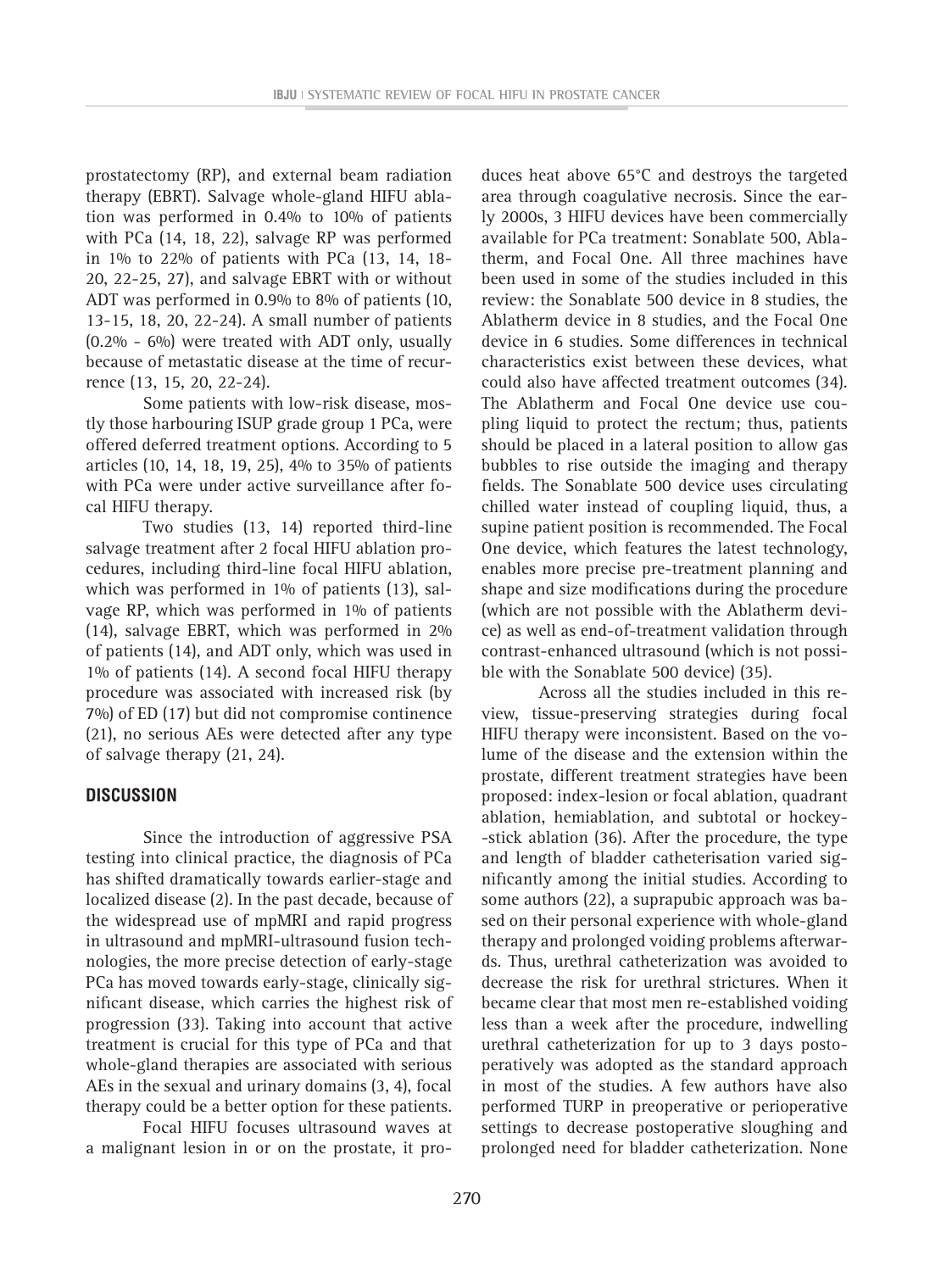prostatectomy (RP), and external beam radiation therapy (EBRT). Salvage whole-gland HIFU ablation was performed in 0.4% to 10% of patients with PCa (14, 18, 22), salvage RP was performed in 1% to 22% of patients with PCa (13, 14, 18-20, 22-25, 27), and salvage EBRT with or without ADT was performed in 0.9% to 8% of patients (10, 13-15, 18, 20, 22-24). A small number of patients (0.2% - 6%) were treated with ADT only, usually because of metastatic disease at the time of recurrence (13, 15, 20, 22-24).

Some patients with low-risk disease, mostly those harbouring ISUP grade group 1 PCa, were offered deferred treatment options. According to 5 articles (10, 14, 18, 19, 25), 4% to 35% of patients with PCa were under active surveillance after focal HIFU therapy.

Two studies (13, 14) reported third-line salvage treatment after 2 focal HIFU ablation procedures, including third-line focal HIFU ablation, which was performed in 1% of patients (13), salvage RP, which was performed in 1% of patients (14), salvage EBRT, which was performed in 2% of patients (14), and ADT only, which was used in 1% of patients (14). A second focal HIFU therapy procedure was associated with increased risk (by 7%) of ED (17) but did not compromise continence (21), no serious AEs were detected after any type of salvage therapy (21, 24).

## DISCUSSION

Since the introduction of aggressive PSA testing into clinical practice, the diagnosis of PCa has shifted dramatically towards earlier-stage and localized disease (2). In the past decade, because of the widespread use of mpMRI and rapid progress in ultrasound and mpMRI-ultrasound fusion technologies, the more precise detection of early-stage PCa has moved towards early-stage, clinically significant disease, which carries the highest risk of progression (33). Taking into account that active treatment is crucial for this type of PCa and that whole-gland therapies are associated with serious AEs in the sexual and urinary domains (3, 4), focal therapy could be a better option for these patients.

Focal HIFU focuses ultrasound waves at a malignant lesion in or on the prostate, it produces heat above 65°C and destroys the targeted area through coagulative necrosis. Since the early 2000s, 3 HIFU devices have been commercially available for PCa treatment: Sonablate 500, Ablatherm, and Focal One. All three machines have been used in some of the studies included in this review: the Sonablate 500 device in 8 studies, the Ablatherm device in 8 studies, and the Focal One device in 6 studies. Some differences in technical characteristics exist between these devices, what could also have affected treatment outcomes (34). The Ablatherm and Focal One device use coupling liquid to protect the rectum; thus, patients should be placed in a lateral position to allow gas bubbles to rise outside the imaging and therapy fields. The Sonablate 500 device uses circulating chilled water instead of coupling liquid, thus, a supine patient position is recommended. The Focal One device, which features the latest technology, enables more precise pre-treatment planning and shape and size modifications during the procedure (which are not possible with the Ablatherm device) as well as end-of-treatment validation through contrast-enhanced ultrasound (which is not possible with the Sonablate 500 device) (35).

Across all the studies included in this review, tissue-preserving strategies during focal HIFU therapy were inconsistent. Based on the volume of the disease and the extension within the prostate, different treatment strategies have been proposed: index-lesion or focal ablation, quadrant ablation, hemiablation, and subtotal or hockey-stick ablation (36). After the procedure, the type and length of bladder catheterisation varied significantly among the initial studies. According to some authors (22), a suprapubic approach was based on their personal experience with whole-gland therapy and prolonged voiding problems afterwards. Thus, urethral catheterization was avoided to decrease the risk for urethral strictures. When it became clear that most men re-established voiding less than a week after the procedure, indwelling urethral catheterization for up to 3 days postoperatively was adopted as the standard approach in most of the studies. A few authors have also performed TURP in preoperative or perioperative settings to decrease postoperative sloughing and prolonged need for bladder catheterization. None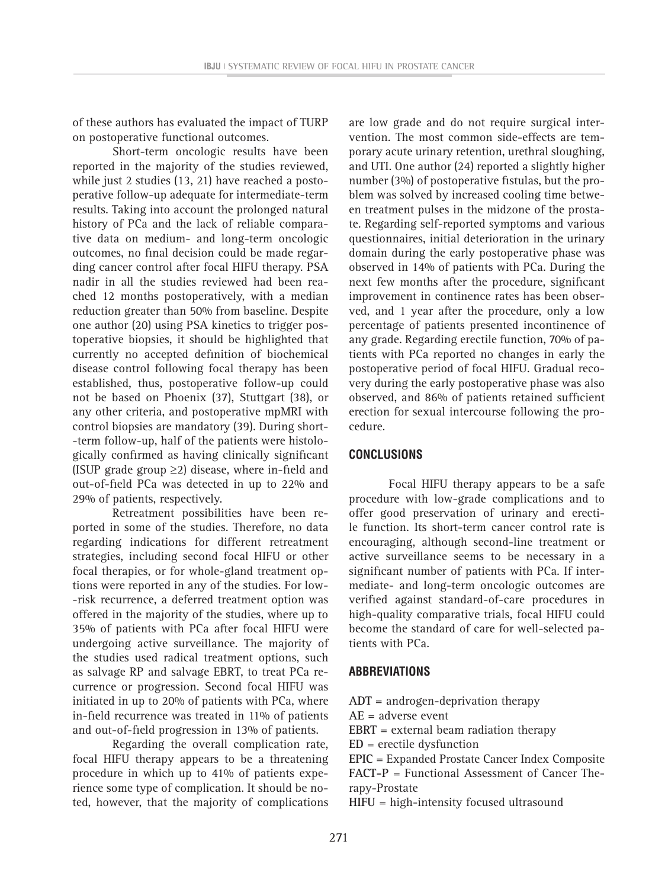of these authors has evaluated the impact of TURP on postoperative functional outcomes.

Short-term oncologic results have been reported in the majority of the studies reviewed, while just 2 studies (13, 21) have reached a postoperative follow-up adequate for intermediate-term results. Taking into account the prolonged natural history of PCa and the lack of reliable comparative data on medium- and long-term oncologic outcomes, no final decision could be made regarding cancer control after focal HIFU therapy. PSA nadir in all the studies reviewed had been reached 12 months postoperatively, with a median reduction greater than 50% from baseline. Despite one author (20) using PSA kinetics to trigger postoperative biopsies, it should be highlighted that currently no accepted definition of biochemical disease control following focal therapy has been established, thus, postoperative follow-up could not be based on Phoenix (37), Stuttgart (38), or any other criteria, and postoperative mpMRI with control biopsies are mandatory (39). During short-term follow-up, half of the patients were histologically confirmed as having clinically significant (ISUP grade group ≥2) disease, where in-field and out-of-field PCa was detected in up to 22% and 29% of patients, respectively.

Retreatment possibilities have been reported in some of the studies. Therefore, no data regarding indications for different retreatment strategies, including second focal HIFU or other focal therapies, or for whole-gland treatment options were reported in any of the studies. For low-risk recurrence, a deferred treatment option was offered in the majority of the studies, where up to 35% of patients with PCa after focal HIFU were undergoing active surveillance. The majority of the studies used radical treatment options, such as salvage RP and salvage EBRT, to treat PCa recurrence or progression. Second focal HIFU was initiated in up to 20% of patients with PCa, where in-field recurrence was treated in 11% of patients and out-of-field progression in 13% of patients.

Regarding the overall complication rate, focal HIFU therapy appears to be a threatening procedure in which up to 41% of patients experience some type of complication. It should be noted, however, that the majority of complications are low grade and do not require surgical intervention. The most common side-effects are temporary acute urinary retention, urethral sloughing, and UTI. One author (24) reported a slightly higher number (3%) of postoperative fistulas, but the problem was solved by increased cooling time between treatment pulses in the midzone of the prostate. Regarding self-reported symptoms and various questionnaires, initial deterioration in the urinary domain during the early postoperative phase was observed in 14% of patients with PCa. During the next few months after the procedure, significant improvement in continence rates has been observed, and 1 year after the procedure, only a low percentage of patients presented incontinence of any grade. Regarding erectile function, 70% of patients with PCa reported no changes in early the postoperative period of focal HIFU. Gradual recovery during the early postoperative phase was also observed, and 86% of patients retained sufficient erection for sexual intercourse following the procedure.

## CONCLUSIONS

Focal HIFU therapy appears to be a safe procedure with low-grade complications and to offer good preservation of urinary and erectile function. Its short-term cancer control rate is encouraging, although second-line treatment or active surveillance seems to be necessary in a significant number of patients with PCa. If intermediate- and long-term oncologic outcomes are verified against standard-of-care procedures in high-quality comparative trials, focal HIFU could become the standard of care for well-selected patients with PCa.

## ABBREVIATIONS

**ADT** = androgen-deprivation therapy
**AE** = adverse event
**EBRT** = external beam radiation therapy
**ED** = erectile dysfunction
**EPIC** = Expanded Prostate Cancer Index Composite
**FACT-P** = Functional Assessment of Cancer Therapy-Prostate
**HIFU** = high-intensity focused ultrasound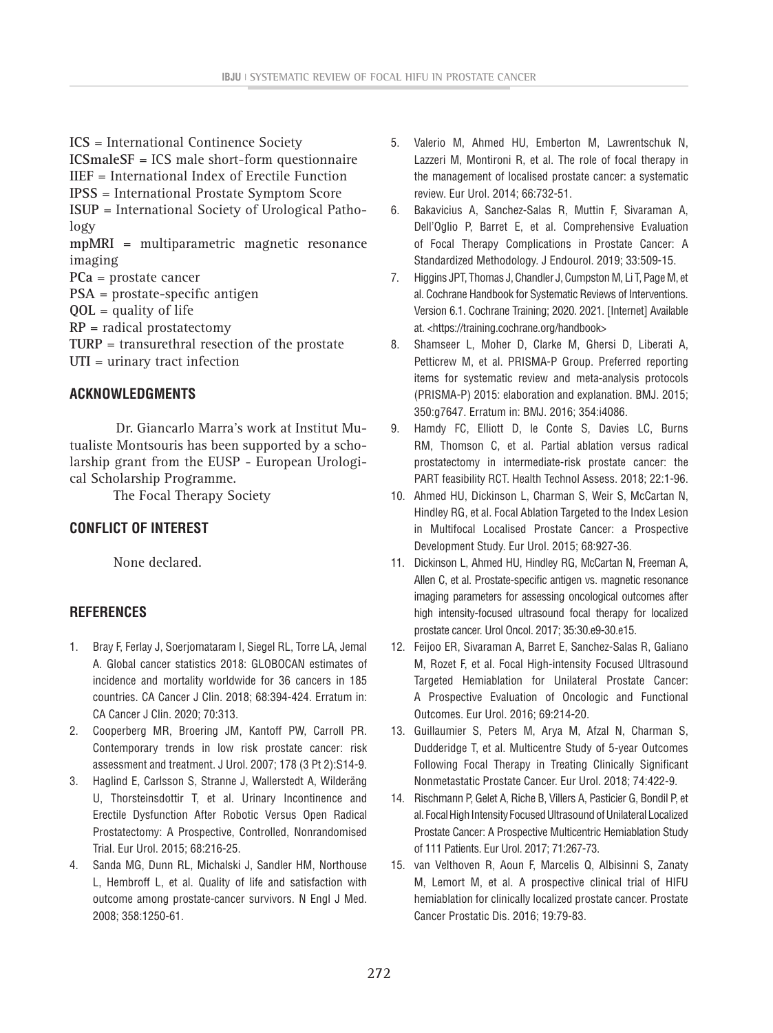**ICS** = International Continence Society
**ICSmaleSF** = ICS male short-form questionnaire
**IIEF** = International Index of Erectile Function
**IPSS** = International Prostate Symptom Score
**ISUP** = International Society of Urological Pathology
**mpMRI** = multiparametric magnetic resonance imaging
**PCa** = prostate cancer
**PSA** = prostate-specific antigen
**QOL** = quality of life
**RP** = radical prostatectomy
**TURP** = transurethral resection of the prostate
**UTI** = urinary tract infection

## ACKNOWLEDGMENTS

Dr. Giancarlo Marra's work at Institut Mutualiste Montsouris has been supported by a scholarship grant from the EUSP - European Urological Scholarship Programme.

The Focal Therapy Society

## CONFLICT OF INTEREST

None declared.

## REFERENCES

1. Bray F, Ferlay J, Soerjomataram I, Siegel RL, Torre LA, Jemal A. Global cancer statistics 2018: GLOBOCAN estimates of incidence and mortality worldwide for 36 cancers in 185 countries. CA Cancer J Clin. 2018; 68:394-424. Erratum in: CA Cancer J Clin. 2020; 70:313.
2. Cooperberg MR, Broering JM, Kantoff PW, Carroll PR. Contemporary trends in low risk prostate cancer: risk assessment and treatment. J Urol. 2007; 178 (3 Pt 2):S14-9.
3. Haglind E, Carlsson S, Stranne J, Wallerstedt A, Wilderäng U, Thorsteinsdottir T, et al. Urinary Incontinence and Erectile Dysfunction After Robotic Versus Open Radical Prostatectomy: A Prospective, Controlled, Nonrandomised Trial. Eur Urol. 2015; 68:216-25.
4. Sanda MG, Dunn RL, Michalski J, Sandler HM, Northouse L, Hembroff L, et al. Quality of life and satisfaction with outcome among prostate-cancer survivors. N Engl J Med. 2008; 358:1250-61.
5. Valerio M, Ahmed HU, Emberton M, Lawrentschuk N, Lazzeri M, Montironi R, et al. The role of focal therapy in the management of localised prostate cancer: a systematic review. Eur Urol. 2014; 66:732-51.
6. Bakavicius A, Sanchez-Salas R, Muttin F, Sivaraman A, Dell'Oglio P, Barret E, et al. Comprehensive Evaluation of Focal Therapy Complications in Prostate Cancer: A Standardized Methodology. J Endourol. 2019; 33:509-15.
7. Higgins JPT, Thomas J, Chandler J, Cumpston M, Li T, Page M, et al. Cochrane Handbook for Systematic Reviews of Interventions. Version 6.1. Cochrane Training; 2020. 2021. [Internet] Available at. <https://training.cochrane.org/handbook>
8. Shamseer L, Moher D, Clarke M, Ghersi D, Liberati A, Petticrew M, et al. PRISMA-P Group. Preferred reporting items for systematic review and meta-analysis protocols (PRISMA-P) 2015: elaboration and explanation. BMJ. 2015; 350:g7647. Erratum in: BMJ. 2016; 354:i4086.
9. Hamdy FC, Elliott D, le Conte S, Davies LC, Burns RM, Thomson C, et al. Partial ablation versus radical prostatectomy in intermediate-risk prostate cancer: the PART feasibility RCT. Health Technol Assess. 2018; 22:1-96.
10. Ahmed HU, Dickinson L, Charman S, Weir S, McCartan N, Hindley RG, et al. Focal Ablation Targeted to the Index Lesion in Multifocal Localised Prostate Cancer: a Prospective Development Study. Eur Urol. 2015; 68:927-36.
11. Dickinson L, Ahmed HU, Hindley RG, McCartan N, Freeman A, Allen C, et al. Prostate-specific antigen vs. magnetic resonance imaging parameters for assessing oncological outcomes after high intensity-focused ultrasound focal therapy for localized prostate cancer. Urol Oncol. 2017; 35:30.e9-30.e15.
12. Feijoo ER, Sivaraman A, Barret E, Sanchez-Salas R, Galiano M, Rozet F, et al. Focal High-intensity Focused Ultrasound Targeted Hemiablation for Unilateral Prostate Cancer: A Prospective Evaluation of Oncologic and Functional Outcomes. Eur Urol. 2016; 69:214-20.
13. Guillaumier S, Peters M, Arya M, Afzal N, Charman S, Dudderidge T, et al. Multicentre Study of 5-year Outcomes Following Focal Therapy in Treating Clinically Significant Nonmetastatic Prostate Cancer. Eur Urol. 2018; 74:422-9.
14. Rischmann P, Gelet A, Riche B, Villers A, Pasticier G, Bondil P, et al. Focal High Intensity Focused Ultrasound of Unilateral Localized Prostate Cancer: A Prospective Multicentric Hemiablation Study of 111 Patients. Eur Urol. 2017; 71:267-73.
15. van Velthoven R, Aoun F, Marcelis Q, Albisinni S, Zanaty M, Lemort M, et al. A prospective clinical trial of HIFU hemiablation for clinically localized prostate cancer. Prostate Cancer Prostatic Dis. 2016; 19:79-83.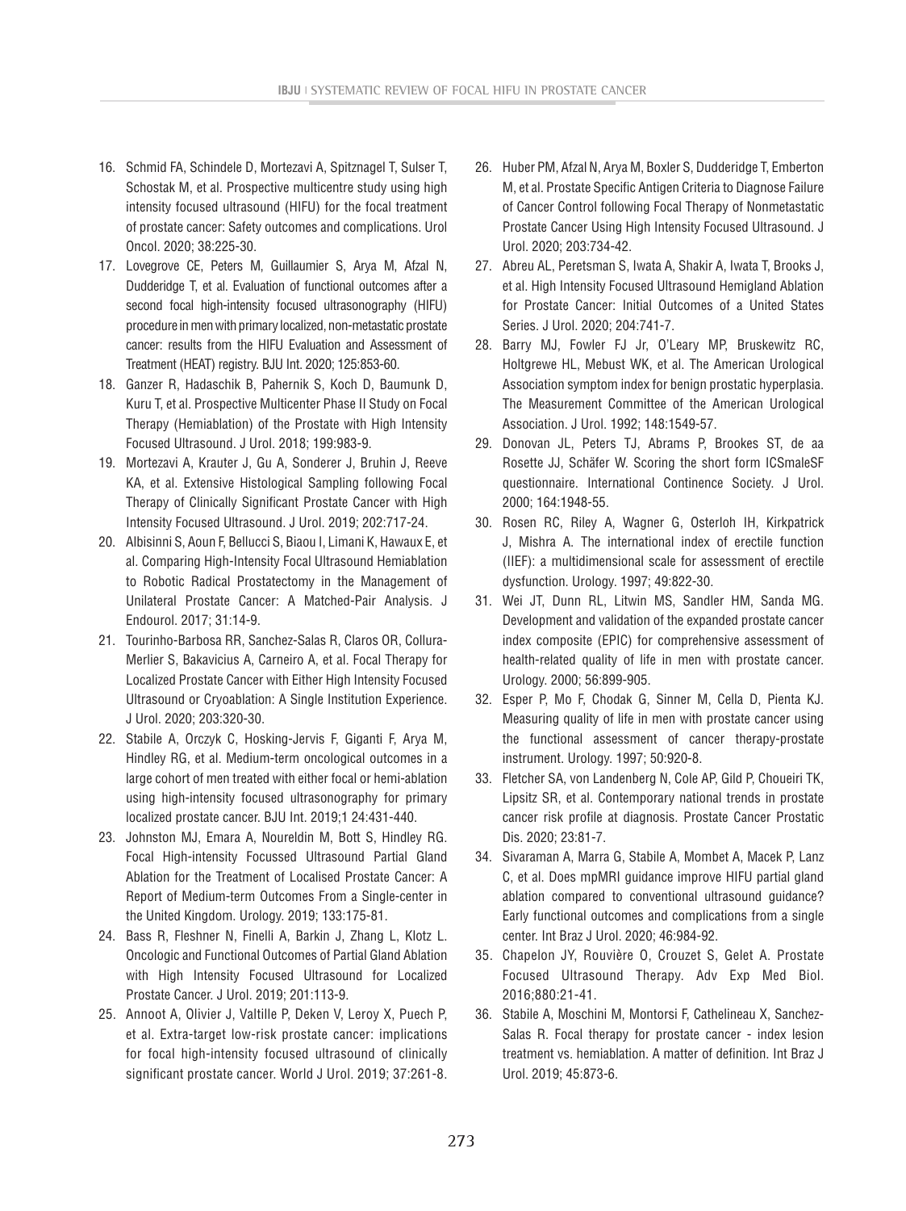16. Schmid FA, Schindele D, Mortezavi A, Spitznagel T, Sulser T, Schostak M, et al. Prospective multicentre study using high intensity focused ultrasound (HIFU) for the focal treatment of prostate cancer: Safety outcomes and complications. Urol Oncol. 2020; 38:225-30.
17. Lovegrove CE, Peters M, Guillaumier S, Arya M, Afzal N, Dudderidge T, et al. Evaluation of functional outcomes after a second focal high-intensity focused ultrasonography (HIFU) procedure in men with primary localized, non-metastatic prostate cancer: results from the HIFU Evaluation and Assessment of Treatment (HEAT) registry. BJU Int. 2020; 125:853-60.
18. Ganzer R, Hadaschik B, Pahernik S, Koch D, Baumunk D, Kuru T, et al. Prospective Multicenter Phase II Study on Focal Therapy (Hemiablation) of the Prostate with High Intensity Focused Ultrasound. J Urol. 2018; 199:983-9.
19. Mortezavi A, Krauter J, Gu A, Sonderer J, Bruhin J, Reeve KA, et al. Extensive Histological Sampling following Focal Therapy of Clinically Significant Prostate Cancer with High Intensity Focused Ultrasound. J Urol. 2019; 202:717-24.
20. Albisinni S, Aoun F, Bellucci S, Biaou I, Limani K, Hawaux E, et al. Comparing High-Intensity Focal Ultrasound Hemiablation to Robotic Radical Prostatectomy in the Management of Unilateral Prostate Cancer: A Matched-Pair Analysis. J Endourol. 2017; 31:14-9.
21. Tourinho-Barbosa RR, Sanchez-Salas R, Claros OR, Collura-Merlier S, Bakavicius A, Carneiro A, et al. Focal Therapy for Localized Prostate Cancer with Either High Intensity Focused Ultrasound or Cryoablation: A Single Institution Experience. J Urol. 2020; 203:320-30.
22. Stabile A, Orczyk C, Hosking-Jervis F, Giganti F, Arya M, Hindley RG, et al. Medium-term oncological outcomes in a large cohort of men treated with either focal or hemi-ablation using high-intensity focused ultrasonography for primary localized prostate cancer. BJU Int. 2019;1 24:431-440.
23. Johnston MJ, Emara A, Noureldin M, Bott S, Hindley RG. Focal High-intensity Focussed Ultrasound Partial Gland Ablation for the Treatment of Localised Prostate Cancer: A Report of Medium-term Outcomes From a Single-center in the United Kingdom. Urology. 2019; 133:175-81.
24. Bass R, Fleshner N, Finelli A, Barkin J, Zhang L, Klotz L. Oncologic and Functional Outcomes of Partial Gland Ablation with High Intensity Focused Ultrasound for Localized Prostate Cancer. J Urol. 2019; 201:113-9.
25. Annoot A, Olivier J, Valtille P, Deken V, Leroy X, Puech P, et al. Extra-target low-risk prostate cancer: implications for focal high-intensity focused ultrasound of clinically significant prostate cancer. World J Urol. 2019; 37:261-8.
26. Huber PM, Afzal N, Arya M, Boxler S, Dudderidge T, Emberton M, et al. Prostate Specific Antigen Criteria to Diagnose Failure of Cancer Control following Focal Therapy of Nonmetastatic Prostate Cancer Using High Intensity Focused Ultrasound. J Urol. 2020; 203:734-42.
27. Abreu AL, Peretsman S, Iwata A, Shakir A, Iwata T, Brooks J, et al. High Intensity Focused Ultrasound Hemigland Ablation for Prostate Cancer: Initial Outcomes of a United States Series. J Urol. 2020; 204:741-7.
28. Barry MJ, Fowler FJ Jr, O'Leary MP, Bruskewitz RC, Holtgrewe HL, Mebust WK, et al. The American Urological Association symptom index for benign prostatic hyperplasia. The Measurement Committee of the American Urological Association. J Urol. 1992; 148:1549-57.
29. Donovan JL, Peters TJ, Abrams P, Brookes ST, de aa Rosette JJ, Schäfer W. Scoring the short form ICSmaleSF questionnaire. International Continence Society. J Urol. 2000; 164:1948-55.
30. Rosen RC, Riley A, Wagner G, Osterloh IH, Kirkpatrick J, Mishra A. The international index of erectile function (IIEF): a multidimensional scale for assessment of erectile dysfunction. Urology. 1997; 49:822-30.
31. Wei JT, Dunn RL, Litwin MS, Sandler HM, Sanda MG. Development and validation of the expanded prostate cancer index composite (EPIC) for comprehensive assessment of health-related quality of life in men with prostate cancer. Urology. 2000; 56:899-905.
32. Esper P, Mo F, Chodak G, Sinner M, Cella D, Pienta KJ. Measuring quality of life in men with prostate cancer using the functional assessment of cancer therapy-prostate instrument. Urology. 1997; 50:920-8.
33. Fletcher SA, von Landenberg N, Cole AP, Gild P, Choueiri TK, Lipsitz SR, et al. Contemporary national trends in prostate cancer risk profile at diagnosis. Prostate Cancer Prostatic Dis. 2020; 23:81-7.
34. Sivaraman A, Marra G, Stabile A, Mombet A, Macek P, Lanz C, et al. Does mpMRI guidance improve HIFU partial gland ablation compared to conventional ultrasound guidance? Early functional outcomes and complications from a single center. Int Braz J Urol. 2020; 46:984-92.
35. Chapelon JY, Rouvière O, Crouzet S, Gelet A. Prostate Focused Ultrasound Therapy. Adv Exp Med Biol. 2016;880:21-41.
36. Stabile A, Moschini M, Montorsi F, Cathelineau X, Sanchez-Salas R. Focal therapy for prostate cancer - index lesion treatment vs. hemiablation. A matter of definition. Int Braz J Urol. 2019; 45:873-6.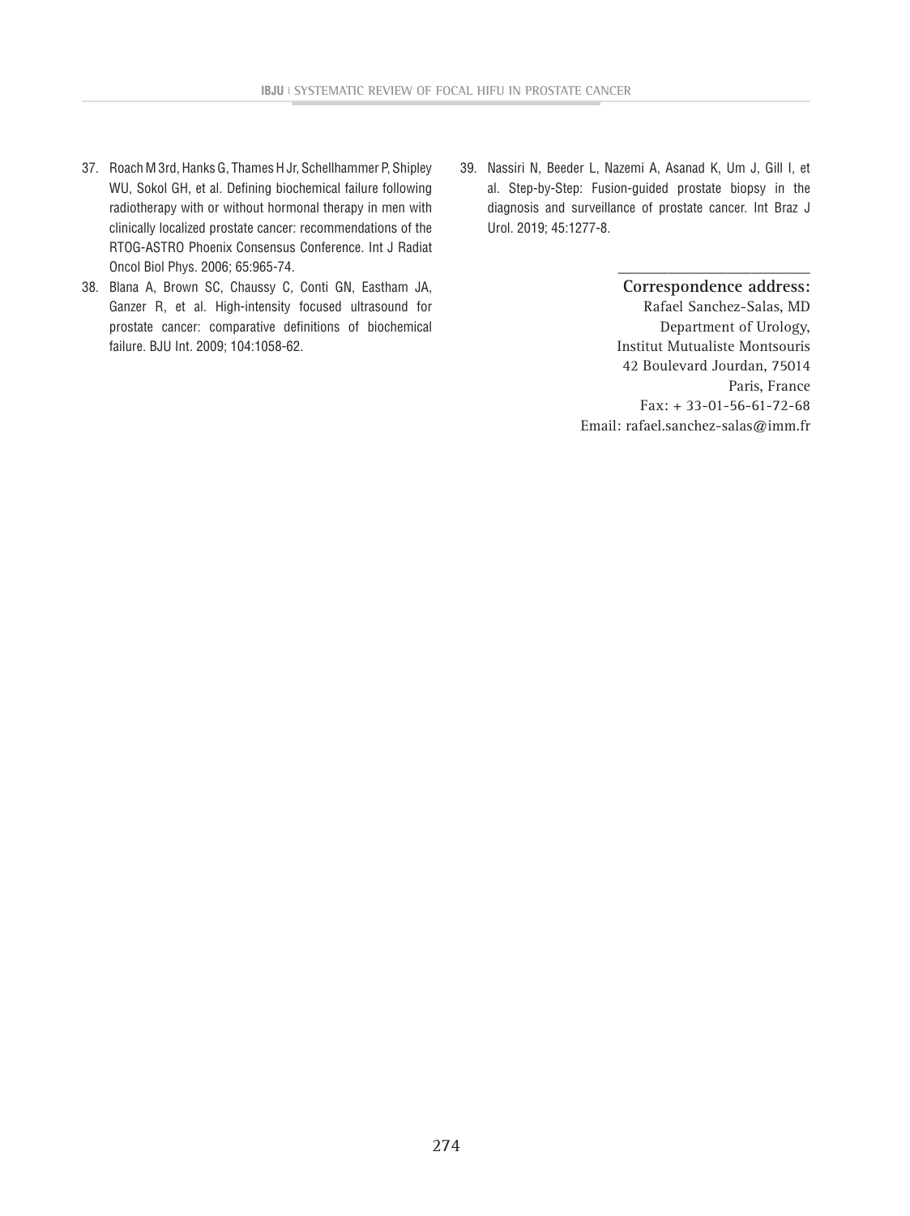37. Roach M 3rd, Hanks G, Thames H Jr, Schellhammer P, Shipley WU, Sokol GH, et al. Defining biochemical failure following radiotherapy with or without hormonal therapy in men with clinically localized prostate cancer: recommendations of the RTOG-ASTRO Phoenix Consensus Conference. Int J Radiat Oncol Biol Phys. 2006; 65:965-74.
38. Blana A, Brown SC, Chaussy C, Conti GN, Eastham JA, Ganzer R, et al. High-intensity focused ultrasound for prostate cancer: comparative definitions of biochemical failure. BJU Int. 2009; 104:1058-62.
39. Nassiri N, Beeder L, Nazemi A, Asanad K, Um J, Gill I, et al. Step-by-Step: Fusion-guided prostate biopsy in the diagnosis and surveillance of prostate cancer. Int Braz J Urol. 2019; 45:1277-8.

**Correspondence address:**
Rafael Sanchez-Salas, MD
Department of Urology,
Institut Mutualiste Montsouris
42 Boulevard Jourdan, 75014
Paris, France
Fax: + 33-01-56-61-72-68
Email: rafael.sanchez-salas@imm.fr